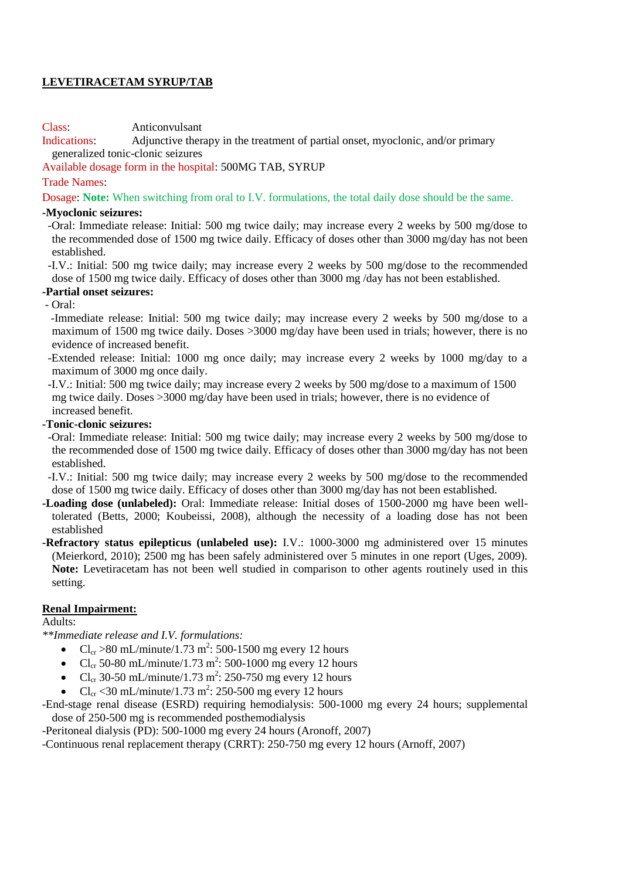# LEVETIRACETAM SYRUP/TAB

Class: Anticonvulsant

Indications: Adjunctive therapy in the treatment of partial onset, myoclonic, and/or primary generalized tonic-clonic seizures

Available dosage form in the hospital: 500MG TAB, SYRUP

Trade Names:

Dosage: **Note:** When switching from oral to I.V. formulations, the total daily dose should be the same.

**-Myoclonic seizures:**

-Oral: Immediate release: Initial: 500 mg twice daily; may increase every 2 weeks by 500 mg/dose to the recommended dose of 1500 mg twice daily. Efficacy of doses other than 3000 mg/day has not been established.

-I.V.: Initial: 500 mg twice daily; may increase every 2 weeks by 500 mg/dose to the recommended dose of 1500 mg twice daily. Efficacy of doses other than 3000 mg /day has not been established.

**-Partial onset seizures:**

- Oral:

-Immediate release: Initial: 500 mg twice daily; may increase every 2 weeks by 500 mg/dose to a maximum of 1500 mg twice daily. Doses >3000 mg/day have been used in trials; however, there is no evidence of increased benefit.

-Extended release: Initial: 1000 mg once daily; may increase every 2 weeks by 1000 mg/day to a maximum of 3000 mg once daily.

-I.V.: Initial: 500 mg twice daily; may increase every 2 weeks by 500 mg/dose to a maximum of 1500 mg twice daily. Doses >3000 mg/day have been used in trials; however, there is no evidence of increased benefit.

**-Tonic-clonic seizures:**

-Oral: Immediate release: Initial: 500 mg twice daily; may increase every 2 weeks by 500 mg/dose to the recommended dose of 1500 mg twice daily. Efficacy of doses other than 3000 mg/day has not been established.

-I.V.: Initial: 500 mg twice daily; may increase every 2 weeks by 500 mg/dose to the recommended dose of 1500 mg twice daily. Efficacy of doses other than 3000 mg/day has not been established.

**-Loading dose (unlabeled):** Oral: Immediate release: Initial doses of 1500-2000 mg have been well-tolerated (Betts, 2000; Koubeissi, 2008), although the necessity of a loading dose has not been established

**-Refractory status epilepticus (unlabeled use):** I.V.: 1000-3000 mg administered over 15 minutes (Meierkord, 2010); 2500 mg has been safely administered over 5 minutes in one report (Uges, 2009). **Note:** Levetiracetam has not been well studied in comparison to other agents routinely used in this setting.

## Renal Impairment:

Adults:

*\*\*Immediate release and I.V. formulations:*

- $Cl_{cr}$ >80 mL/minute/1.73 $m^2$: 500-1500 mg every 12 hours
- $Cl_{cr}$ 50-80 mL/minute/1.73 $m^2$: 500-1000 mg every 12 hours
- $Cl_{cr}$ 30-50 mL/minute/1.73 $m^2$: 250-750 mg every 12 hours
- $Cl_{cr}$ <30 mL/minute/1.73 $m^2$: 250-500 mg every 12 hours

-End-stage renal disease (ESRD) requiring hemodialysis: 500-1000 mg every 24 hours; supplemental dose of 250-500 mg is recommended posthemodialysis

-Peritoneal dialysis (PD): 500-1000 mg every 24 hours (Aronoff, 2007)

-Continuous renal replacement therapy (CRRT): 250-750 mg every 12 hours (Arnoff, 2007)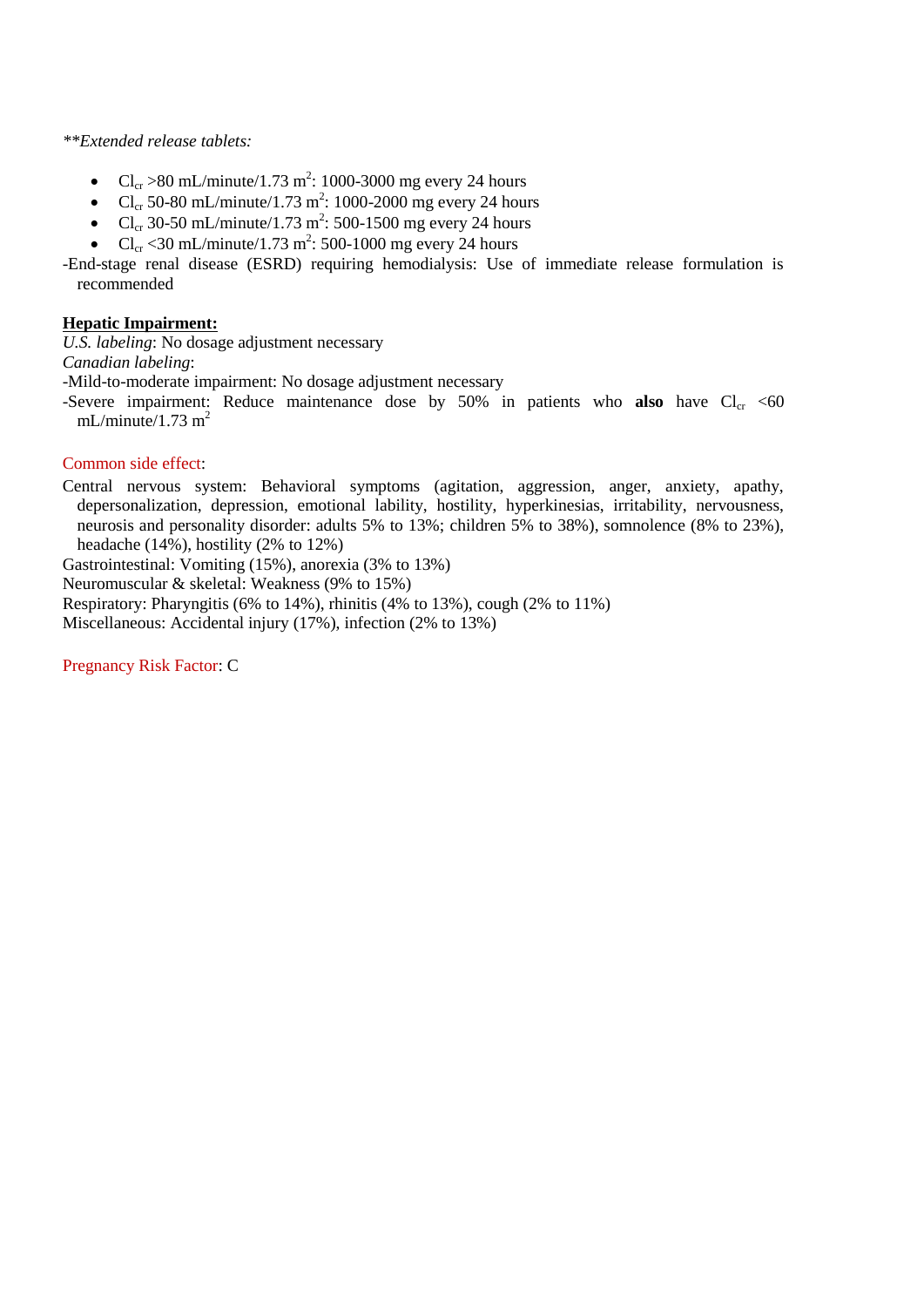***Extended release tablets:*

- $Cl_{cr}$ >80 mL/minute/1.73 $m^2$: 1000-3000 mg every 24 hours
- $Cl_{cr}$ 50-80 mL/minute/1.73 $m^2$: 1000-2000 mg every 24 hours
- $Cl_{cr}$ 30-50 mL/minute/1.73 $m^2$: 500-1500 mg every 24 hours
- $Cl_{cr}$ <30 mL/minute/1.73 $m^2$: 500-1000 mg every 24 hours

-End-stage renal disease (ESRD) requiring hemodialysis: Use of immediate release formulation is recommended

**Hepatic Impairment:**

*U.S. labeling*: No dosage adjustment necessary

*Canadian labeling*:

-Mild-to-moderate impairment: No dosage adjustment necessary

-Severe impairment: Reduce maintenance dose by 50% in patients who **also** have $Cl_{cr}$ <60 mL/minute/1.73 $m^2$

Common side effect:

Central nervous system: Behavioral symptoms (agitation, aggression, anger, anxiety, apathy, depersonalization, depression, emotional lability, hostility, hyperkinesias, irritability, nervousness, neurosis and personality disorder: adults 5% to 13%; children 5% to 38%), somnolence (8% to 23%), headache (14%), hostility (2% to 12%)

Gastrointestinal: Vomiting (15%), anorexia (3% to 13%)

Neuromuscular & skeletal: Weakness (9% to 15%)

Respiratory: Pharyngitis (6% to 14%), rhinitis (4% to 13%), cough (2% to 11%)

Miscellaneous: Accidental injury (17%), infection (2% to 13%)

Pregnancy Risk Factor: C